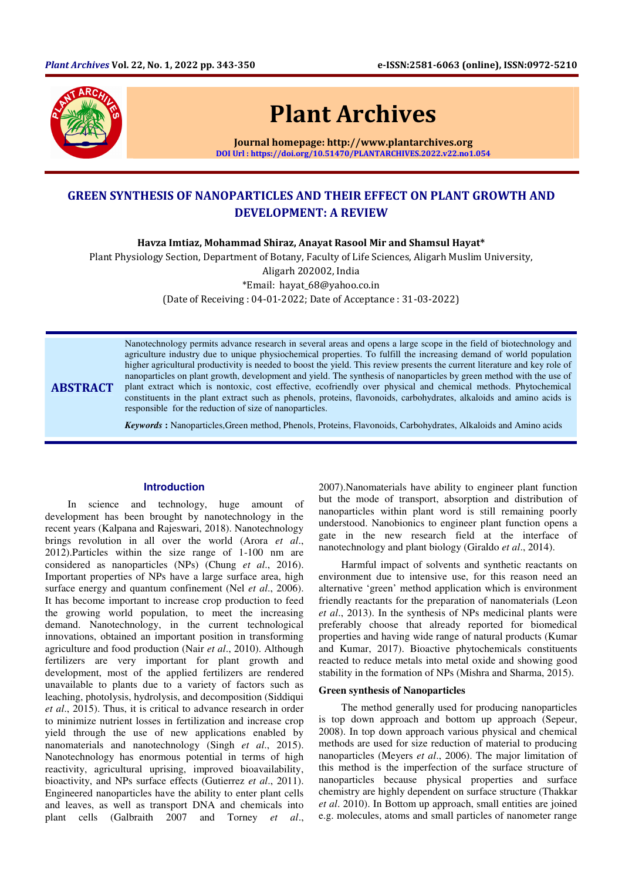# GREEN SYNTHESIS OF NANOPARTICLES AND THEIR EFFECT ON PLANT GROWTH AND DEVELOPMENT: A REVIEW

**Havza Imtiaz, Mohammad Shiraz, Anayat Rasool Mir and Shamsul Hayat***

Plant Physiology Section, Department of Botany, Faculty of Life Sciences, Aligarh Muslim University, Aligarh 202002, India

*Email: hayat_68@yahoo.co.in

(Date of Receiving : 04-01-2022; Date of Acceptance : 31-03-2022)

## ABSTRACT

Nanotechnology permits advance research in several areas and opens a large scope in the field of biotechnology and agriculture industry due to unique physiochemical properties. To fulfill the increasing demand of world population higher agricultural productivity is needed to boost the yield. This review presents the current literature and key role of nanoparticles on plant growth, development and yield. The synthesis of nanoparticles by green method with the use of plant extract which is nontoxic, cost effective, ecofriendly over physical and chemical methods. Phytochemical constituents in the plant extract such as phenols, proteins, flavonoids, carbohydrates, alkaloids and amino acids is responsible for the reduction of size of nanoparticles.

***Keywords*** **:** Nanoparticles,Green method, Phenols, Proteins, Flavonoids, Carbohydrates, Alkaloids and Amino acids

## Introduction

In science and technology, huge amount of development has been brought by nanotechnology in the recent years (Kalpana and Rajeswari, 2018). Nanotechnology brings revolution in all over the world (Arora *et al*., 2012).Particles within the size range of 1-100 nm are considered as nanoparticles (NPs) (Chung *et al*., 2016). Important properties of NPs have a large surface area, high surface energy and quantum confinement (Nel *et al*., 2006). It has become important to increase crop production to feed the growing world population, to meet the increasing demand. Nanotechnology, in the current technological innovations, obtained an important position in transforming agriculture and food production (Nair *et al*., 2010). Although fertilizers are very important for plant growth and development, most of the applied fertilizers are rendered unavailable to plants due to a variety of factors such as leaching, photolysis, hydrolysis, and decomposition (Siddiqui *et al*., 2015). Thus, it is critical to advance research in order to minimize nutrient losses in fertilization and increase crop yield through the use of new applications enabled by nanomaterials and nanotechnology (Singh *et al*., 2015). Nanotechnology has enormous potential in terms of high reactivity, agricultural uprising, improved bioavailability, bioactivity, and NPs surface effects (Gutierrez *et al*., 2011). Engineered nanoparticles have the ability to enter plant cells and leaves, as well as transport DNA and chemicals into plant cells (Galbraith 2007 and Torney *et al*., 2007).Nanomaterials have ability to engineer plant function but the mode of transport, absorption and distribution of nanoparticles within plant word is still remaining poorly understood. Nanobionics to engineer plant function opens a gate in the new research field at the interface of nanotechnology and plant biology (Giraldo *et al*., 2014).

Harmful impact of solvents and synthetic reactants on environment due to intensive use, for this reason need an alternative 'green' method application which is environment friendly reactants for the preparation of nanomaterials (Leon *et al*., 2013). In the synthesis of NPs medicinal plants were preferably choose that already reported for biomedical properties and having wide range of natural products (Kumar and Kumar, 2017). Bioactive phytochemicals constituents reacted to reduce metals into metal oxide and showing good stability in the formation of NPs (Mishra and Sharma, 2015).

### Green synthesis of Nanoparticles

The method generally used for producing nanoparticles is top down approach and bottom up approach (Sepeur, 2008). In top down approach various physical and chemical methods are used for size reduction of material to producing nanoparticles (Meyers *et al*., 2006). The major limitation of this method is the imperfection of the surface structure of nanoparticles because physical properties and surface chemistry are highly dependent on surface structure (Thakkar *et al*. 2010). In Bottom up approach, small entities are joined e.g. molecules, atoms and small particles of nanometer range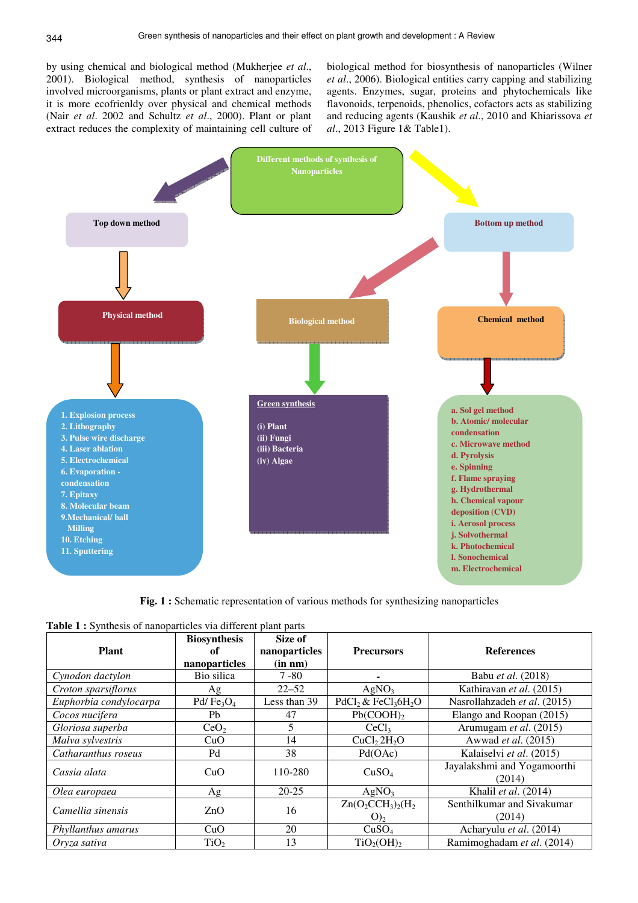by using chemical and biological method (Mukherjee *et al*., 2001). Biological method, synthesis of nanoparticles involved microorganisms, plants or plant extract and enzyme, it is more ecofrienldy over physical and chemical methods (Nair *et al*. 2002 and Schultz *et al*., 2000). Plant or plant extract reduces the complexity of maintaining cell culture of biological method for biosynthesis of nanoparticles (Wilner *et al*., 2006). Biological entities carry capping and stabilizing agents. Enzymes, sugar, proteins and phytochemicals like flavonoids, terpenoids, phenolics, cofactors acts as stabilizing and reducing agents (Kaushik *et al*., 2010 and Khiarissova *et al*., 2013 Figure 1& Table1).

**Different methods of synthesis of Nanoparticles**

**Top down method**

**Physical method**

1. Explosion process
2. Lithography
3. Pulse wire discharge
4. Laser ablation
5. Electrochemical
6. Evaporation - condensation
7. Epitaxy
8. Molecular beam
9. Mechanical/ ball Milling
10. Etching
11. Sputtering

**Bottom up method**

**Biological method**

**Green synthesis**

(i) Plant
(ii) Fungi
(iii) Bacteria
(iv) Algae

**Chemical method**

a. Sol gel method
b. Atomic/ molecular condensation
c. Microwave method
d. Pyrolysis
e. Spinning
f. Flame spraying
g. Hydrothermal
h. Chemical vapour deposition (CVD)
i. Aerosol process
j. Solvothermal
k. Photochemical
l. Sonochemical
m. Electrochemical

**Fig. 1 :** Schematic representation of various methods for synthesizing nanoparticles

**Table 1 :** Synthesis of nanoparticles via different plant parts

| Plant | Biosynthesis of nanoparticles | Size of nanoparticles (in nm) | Precursors | References |
|---|---|---|---|---|
| *Cynodon dactylon* | Bio silica | 7 -80 | - | Babu *et al*. (2018) |
| *Croton sparsiflorus* | Ag | 22–52 | $AgNO_3$ | Kathiravan *et al*. (2015) |
| *Euphorbia condylocarpa* | Pd/ $Fe_3O_4$ | Less than 39 | $PdCl_2$ & $FeCl_36H_2O$ | Nasrollahzadeh *et al*. (2015) |
| *Cocos nucifera* | Pb | 47 | $Pb(COOH)_2$ | Elango and Roopan (2015) |
| *Gloriosa superba* | $CeO_2$ | 5 | $CeCl_3$ | Arumugam *et al*. (2015) |
| *Malva sylvestris* | CuO | 14 | $CuCl_2\,2H_2O$ | Awwad *et al*. (2015) |
| *Catharanthus roseus* | Pd | 38 | Pd(OAc) | Kalaiselvi *et al*. (2015) |
| *Cassia alata* | CuO | 110-280 | $CuSO_4$ | Jayalakshmi and Yogamoorthi (2014) |
| *Olea europaea* | Ag | 20-25 | $AgNO_3$ | Khalil *et al*. (2014) |
| *Camellia sinensis* | ZnO | 16 | $Zn(O_2CCH_3)_2(H_2O)_2$ | Senthilkumar and Sivakumar (2014) |
| *Phyllanthus amarus* | CuO | 20 | $CuSO_4$ | Acharyulu *et al*. (2014) |
| *Oryza sativa* | $TiO_2$ | 13 | $TiO_2(OH)_2$ | Ramimoghadam *et al*. (2014) |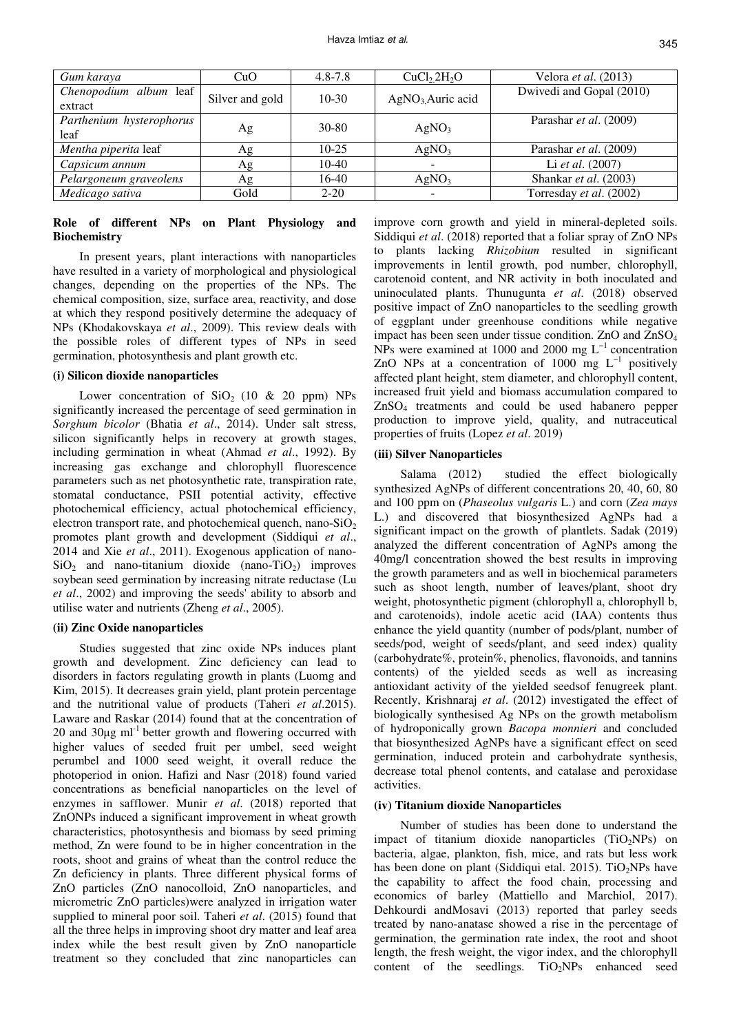| *Gum karaya* | CuO | 4.8-7.8 | $CuCl_2 2H_2O$ | Velora *et al*. (2013) |
|---|---|---|---|---|
| *Chenopodium album* leaf extract | Silver and gold | 10-30 | $AgNO_3$,Auric acid | Dwivedi and Gopal (2010) |
| *Parthenium hysterophorus* leaf | Ag | 30-80 | $AgNO_3$ | Parashar *et al*. (2009) |
| *Mentha piperita* leaf | Ag | 10-25 | $AgNO_3$ | Parashar *et al*. (2009) |
| *Capsicum annum* | Ag | 10-40 | - | Li *et al*. (2007) |
| *Pelargoneum graveolens* | Ag | 16-40 | $AgNO_3$ | Shankar *et al*. (2003) |
| *Medicago sativa* | Gold | 2-20 | - | Torresday *et al*. (2002) |

## Role of different NPs on Plant Physiology and Biochemistry

In present years, plant interactions with nanoparticles have resulted in a variety of morphological and physiological changes, depending on the properties of the NPs. The chemical composition, size, surface area, reactivity, and dose at which they respond positively determine the adequacy of NPs (Khodakovskaya *et al*., 2009). This review deals with the possible roles of different types of NPs in seed germination, photosynthesis and plant growth etc.

### (i) Silicon dioxide nanoparticles

Lower concentration of $SiO_2$ (10 & 20 ppm) NPs significantly increased the percentage of seed germination in *Sorghum bicolor* (Bhatia *et al*., 2014). Under salt stress, silicon significantly helps in recovery at growth stages, including germination in wheat (Ahmad *et al*., 1992). By increasing gas exchange and chlorophyll fluorescence parameters such as net photosynthetic rate, transpiration rate, stomatal conductance, PSII potential activity, effective photochemical efficiency, actual photochemical efficiency, electron transport rate, and photochemical quench, nano-$SiO_2$ promotes plant growth and development (Siddiqui *et al*., 2014 and Xie *et al*., 2011). Exogenous application of nano-$SiO_2$ and nano-titanium dioxide (nano-$TiO_2$) improves soybean seed germination by increasing nitrate reductase (Lu *et al*., 2002) and improving the seeds' ability to absorb and utilise water and nutrients (Zheng *et al*., 2005).

### (ii) Zinc Oxide nanoparticles

Studies suggested that zinc oxide NPs induces plant growth and development. Zinc deficiency can lead to disorders in factors regulating growth in plants (Luomg and Kim, 2015). It decreases grain yield, plant protein percentage and the nutritional value of products (Taheri *et al*.2015). Laware and Raskar (2014) found that at the concentration of 20 and 30µg ml$^{-1}$ better growth and flowering occurred with higher values of seeded fruit per umbel, seed weight perumbel and 1000 seed weight, it overall reduce the photoperiod in onion. Hafizi and Nasr (2018) found varied concentrations as beneficial nanoparticles on the level of enzymes in safflower. Munir *et al*. (2018) reported that ZnONPs induced a significant improvement in wheat growth characteristics, photosynthesis and biomass by seed priming method, Zn were found to be in higher concentration in the roots, shoot and grains of wheat than the control reduce the Zn deficiency in plants. Three different physical forms of ZnO particles (ZnO nanocolloid, ZnO nanoparticles, and micrometric ZnO particles)were analyzed in irrigation water supplied to mineral poor soil. Taheri *et al*. (2015) found that all the three helps in improving shoot dry matter and leaf area index while the best result given by ZnO nanoparticle treatment so they concluded that zinc nanoparticles can improve corn growth and yield in mineral-depleted soils. Siddiqui *et al*. (2018) reported that a foliar spray of ZnO NPs to plants lacking *Rhizobium* resulted in significant improvements in lentil growth, pod number, chlorophyll, carotenoid content, and NR activity in both inoculated and uninoculated plants. Thunugunta *et al*. (2018) observed positive impact of ZnO nanoparticles to the seedling growth of eggplant under greenhouse conditions while negative impact has been seen under tissue condition. ZnO and $ZnSO_4$ NPs were examined at 1000 and 2000 mg L$^{-1}$ concentration ZnO NPs at a concentration of 1000 mg L$^{-1}$ positively affected plant height, stem diameter, and chlorophyll content, increased fruit yield and biomass accumulation compared to $ZnSO_4$ treatments and could be used habanero pepper production to improve yield, quality, and nutraceutical properties of fruits (Lopez *et al*. 2019)

### (iii) Silver Nanoparticles

Salama (2012) studied the effect biologically synthesized AgNPs of different concentrations 20, 40, 60, 80 and 100 ppm on (*Phaseolus vulgaris* L.) and corn (*Zea mays* L.) and discovered that biosynthesized AgNPs had a significant impact on the growth of plantlets. Sadak (2019) analyzed the different concentration of AgNPs among the 40mg/l concentration showed the best results in improving the growth parameters and as well in biochemical parameters such as shoot length, number of leaves/plant, shoot dry weight, photosynthetic pigment (chlorophyll a, chlorophyll b, and carotenoids), indole acetic acid (IAA) contents thus enhance the yield quantity (number of pods/plant, number of seeds/pod, weight of seeds/plant, and seed index) quality (carbohydrate%, protein%, phenolics, flavonoids, and tannins contents) of the yielded seeds as well as increasing antioxidant activity of the yielded seedsof fenugreek plant. Recently, Krishnaraj *et al*. (2012) investigated the effect of biologically synthesised Ag NPs on the growth metabolism of hydroponically grown *Bacopa monnieri* and concluded that biosynthesized AgNPs have a significant effect on seed germination, induced protein and carbohydrate synthesis, decrease total phenol contents, and catalase and peroxidase activities.

### (iv) Titanium dioxide Nanoparticles

Number of studies has been done to understand the impact of titanium dioxide nanoparticles ($TiO_2$NPs) on bacteria, algae, plankton, fish, mice, and rats but less work has been done on plant (Siddiqui etal. 2015). $TiO_2$NPs have the capability to affect the food chain, processing and economics of barley (Mattiello and Marchiol, 2017). Dehkourdi andMosavi (2013) reported that parley seeds treated by nano-anatase showed a rise in the percentage of germination, the germination rate index, the root and shoot length, the fresh weight, the vigor index, and the chlorophyll content of the seedlings. $TiO_2$NPs enhanced seed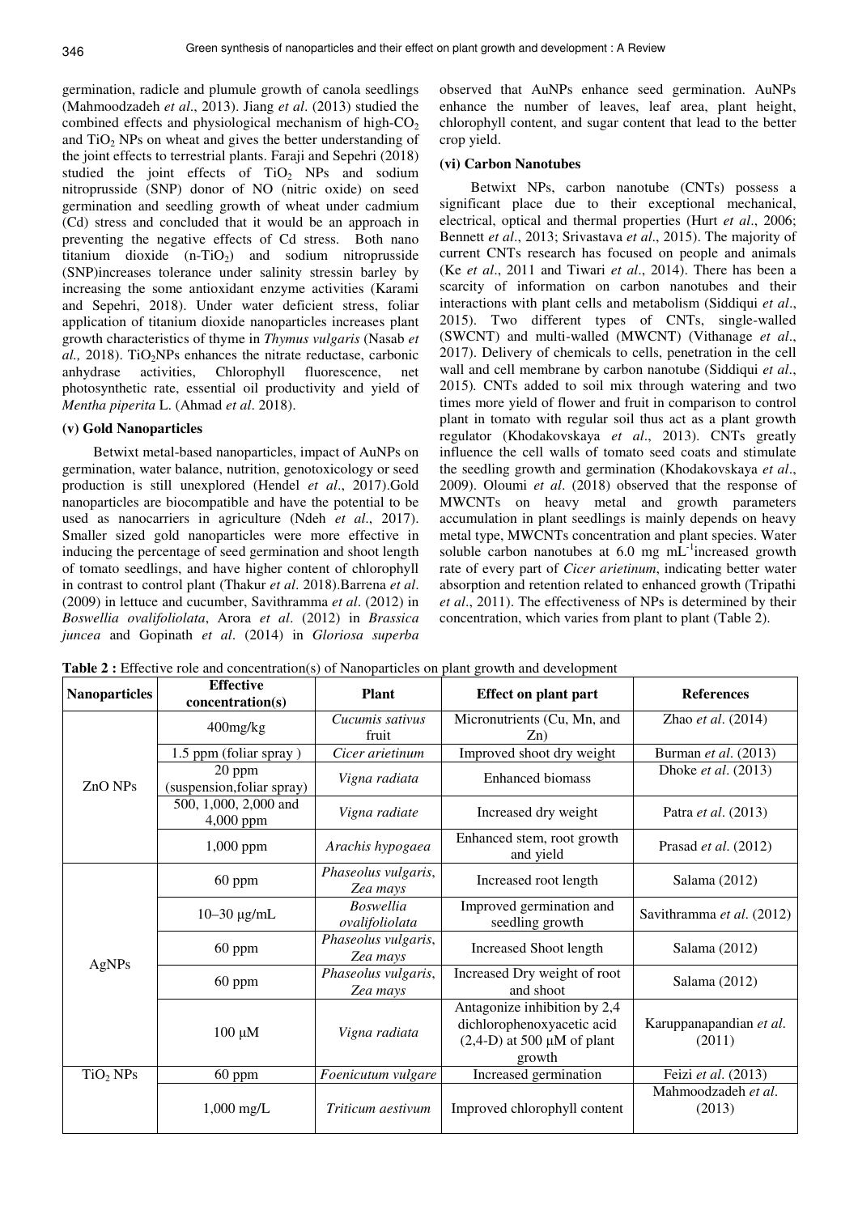germination, radicle and plumule growth of canola seedlings (Mahmoodzadeh *et al*., 2013). Jiang *et al*. (2013) studied the combined effects and physiological mechanism of high-$CO_2$ and $TiO_2$ NPs on wheat and gives the better understanding of the joint effects to terrestrial plants. Faraji and Sepehri (2018) studied the joint effects of $TiO_2$ NPs and sodium nitroprusside (SNP) donor of NO (nitric oxide) on seed germination and seedling growth of wheat under cadmium (Cd) stress and concluded that it would be an approach in preventing the negative effects of Cd stress. Both nano titanium dioxide (n-$TiO_2$) and sodium nitroprusside (SNP)increases tolerance under salinity stressin barley by increasing the some antioxidant enzyme activities (Karami and Sepehri, 2018). Under water deficient stress, foliar application of titanium dioxide nanoparticles increases plant growth characteristics of thyme in *Thymus vulgaris* (Nasab *et al.,* 2018). $TiO_2$NPs enhances the nitrate reductase, carbonic anhydrase activities, Chlorophyll fluorescence, net photosynthetic rate, essential oil productivity and yield of *Mentha piperita* L. (Ahmad *et al*. 2018).

**(v) Gold Nanoparticles**

Betwixt metal-based nanoparticles, impact of AuNPs on germination, water balance, nutrition, genotoxicology or seed production is still unexplored (Hendel *et al*., 2017).Gold nanoparticles are biocompatible and have the potential to be used as nanocarriers in agriculture (Ndeh *et al*., 2017). Smaller sized gold nanoparticles were more effective in inducing the percentage of seed germination and shoot length of tomato seedlings, and have higher content of chlorophyll in contrast to control plant (Thakur *et al*. 2018).Barrena *et al*. (2009) in lettuce and cucumber, Savithramma *et al*. (2012) in *Boswellia ovalifoliolata*, Arora *et al*. (2012) in *Brassica juncea* and Gopinath *et al*. (2014) in *Gloriosa superba* observed that AuNPs enhance seed germination. AuNPs enhance the number of leaves, leaf area, plant height, chlorophyll content, and sugar content that lead to the better crop yield.

**(vi) Carbon Nanotubes**

Betwixt NPs, carbon nanotube (CNTs) possess a significant place due to their exceptional mechanical, electrical, optical and thermal properties (Hurt *et al*., 2006; Bennett *et al*., 2013; Srivastava *et al*., 2015). The majority of current CNTs research has focused on people and animals (Ke *et al*., 2011 and Tiwari *et al*., 2014). There has been a scarcity of information on carbon nanotubes and their interactions with plant cells and metabolism (Siddiqui *et al*., 2015). Two different types of CNTs, single-walled (SWCNT) and multi-walled (MWCNT) (Vithanage *et al*., 2017). Delivery of chemicals to cells, penetration in the cell wall and cell membrane by carbon nanotube (Siddiqui *et al*., 2015)*.* CNTs added to soil mix through watering and two times more yield of flower and fruit in comparison to control plant in tomato with regular soil thus act as a plant growth regulator (Khodakovskaya *et al*., 2013). CNTs greatly influence the cell walls of tomato seed coats and stimulate the seedling growth and germination (Khodakovskaya *et al*., 2009). Oloumi *et al*. (2018) observed that the response of MWCNTs on heavy metal and growth parameters accumulation in plant seedlings is mainly depends on heavy metal type, MWCNTs concentration and plant species. Water soluble carbon nanotubes at 6.0 mg $mL^{-1}$increased growth rate of every part of *Cicer arietinum*, indicating better water absorption and retention related to enhanced growth (Tripathi *et al*., 2011). The effectiveness of NPs is determined by their concentration, which varies from plant to plant (Table 2).

**Table 2 :** Effective role and concentration(s) of Nanoparticles on plant growth and development

| Nanoparticles | Effective concentration(s) | Plant | Effect on plant part | References |
|---|---|---|---|---|
| ZnO NPs | 400mg/kg | *Cucumis sativus* fruit | Micronutrients (Cu, Mn, and Zn) | Zhao *et al*. (2014) |
| | 1.5 ppm (foliar spray ) | *Cicer arietinum* | Improved shoot dry weight | Burman *et al*. (2013) |
| | 20 ppm (suspension,foliar spray) | *Vigna radiata* | Enhanced biomass | Dhoke *et al*. (2013) |
| | 500, 1,000, 2,000 and 4,000 ppm | *Vigna radiate* | Increased dry weight | Patra *et al*. (2013) |
| | 1,000 ppm | *Arachis hypogaea* | Enhanced stem, root growth and yield | Prasad *et al*. (2012) |
| AgNPs | 60 ppm | *Phaseolus vulgaris*, *Zea mays* | Increased root length | Salama (2012) |
| | 10–30 μg/mL | *Boswellia ovalifoliolata* | Improved germination and seedling growth | Savithramma *et al*. (2012) |
| | 60 ppm | *Phaseolus vulgaris*, *Zea mays* | Increased Shoot length | Salama (2012) |
| | 60 ppm | *Phaseolus vulgaris*, *Zea mays* | Increased Dry weight of root and shoot | Salama (2012) |
| | 100 μM | *Vigna radiata* | Antagonize inhibition by 2,4 dichlorophenoxyacetic acid (2,4-D) at 500 μM of plant growth | Karuppanapandian *et al*. (2011) |
| $TiO_2$ NPs | 60 ppm | *Foenicutum vulgare* | Increased germination | Feizi *et al*. (2013) |
| | 1,000 mg/L | *Triticum aestivum* | Improved chlorophyll content | Mahmoodzadeh *et al*. (2013) |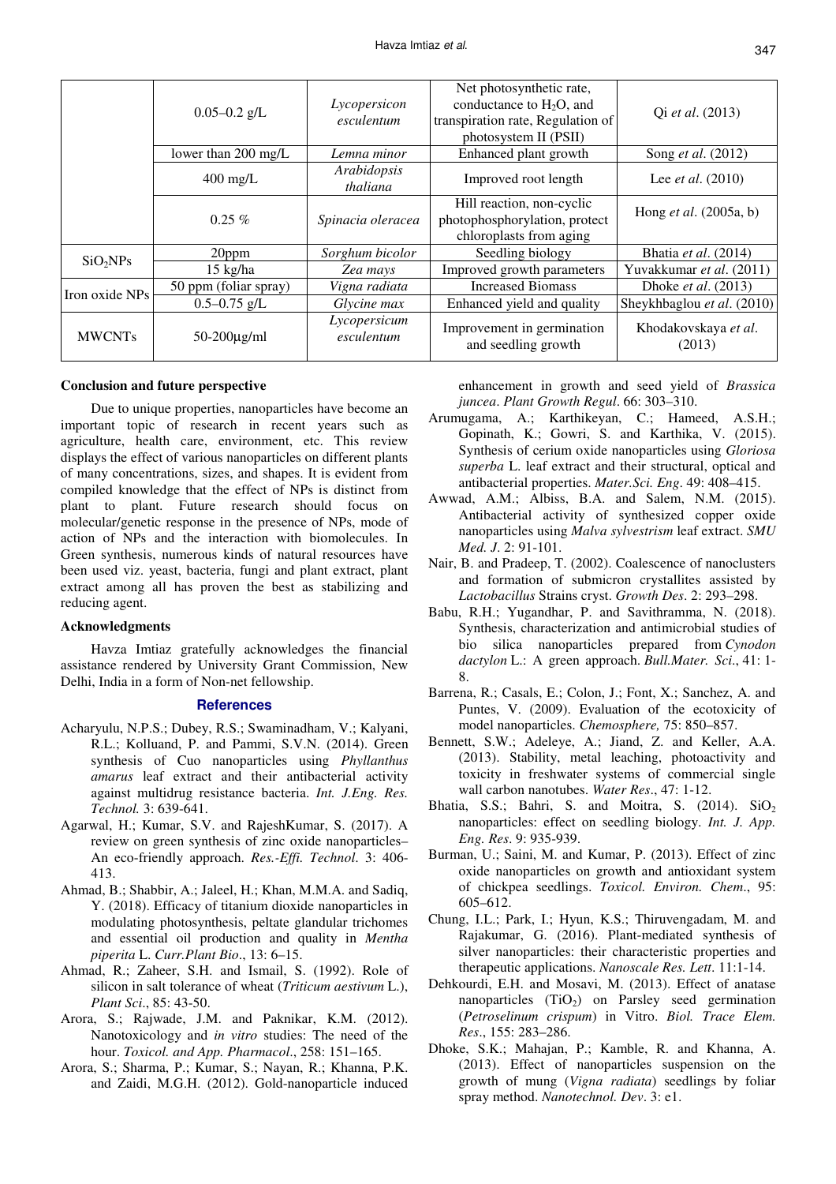|  | 0.05–0.2 g/L | *Lycopersicon esculentum* | Net photosynthetic rate, conductance to $H_2O$, and transpiration rate, Regulation of photosystem II (PSII) | Qi *et al*. (2013) |
|---|---|---|---|---|
|  | lower than 200 mg/L | *Lemna minor* | Enhanced plant growth | Song *et al*. (2012) |
|  | 400 mg/L | *Arabidopsis thaliana* | Improved root length | Lee *et al*. (2010) |
|  | 0.25 % | *Spinacia oleracea* | Hill reaction, non-cyclic photophosphorylation, protect chloroplasts from aging | Hong *et al*. (2005a, b) |
| $SiO_2$NPs | 20ppm | *Sorghum bicolor* | Seedling biology | Bhatia *et al*. (2014) |
|  | 15 kg/ha | *Zea mays* | Improved growth parameters | Yuvakkumar *et al*. (2011) |
| Iron oxide NPs | 50 ppm (foliar spray) | *Vigna radiata* | Increased Biomass | Dhoke *et al*. (2013) |
|  | 0.5–0.75 g/L | *Glycine max* | Enhanced yield and quality | Sheykhbaglou *et al*. (2010) |
| MWCNTs | 50-200μg/ml | *Lycopersicum esculentum* | Improvement in germination and seedling growth | Khodakovskaya *et al*. (2013) |

**Conclusion and future perspective**

Due to unique properties, nanoparticles have become an important topic of research in recent years such as agriculture, health care, environment, etc. This review displays the effect of various nanoparticles on different plants of many concentrations, sizes, and shapes. It is evident from compiled knowledge that the effect of NPs is distinct from plant to plant. Future research should focus on molecular/genetic response in the presence of NPs, mode of action of NPs and the interaction with biomolecules. In Green synthesis, numerous kinds of natural resources have been used viz. yeast, bacteria, fungi and plant extract, plant extract among all has proven the best as stabilizing and reducing agent.

**Acknowledgments**

Havza Imtiaz gratefully acknowledges the financial assistance rendered by University Grant Commission, New Delhi, India in a form of Non-net fellowship.

## References

Acharyulu, N.P.S.; Dubey, R.S.; Swaminadham, V.; Kalyani, R.L.; Kolluand, P. and Pammi, S.V.N. (2014). Green synthesis of Cuo nanoparticles using *Phyllanthus amarus* leaf extract and their antibacterial activity against multidrug resistance bacteria. *Int. J.Eng. Res. Technol.* 3: 639-641.

Agarwal, H.; Kumar, S.V. and RajeshKumar, S. (2017). A review on green synthesis of zinc oxide nanoparticles– An eco-friendly approach. *Res.-Effi. Technol*. 3: 406-413.

Ahmad, B.; Shabbir, A.; Jaleel, H.; Khan, M.M.A. and Sadiq, Y. (2018). Efficacy of titanium dioxide nanoparticles in modulating photosynthesis, peltate glandular trichomes and essential oil production and quality in *Mentha piperita* L. *Curr.Plant Bio*., 13: 6–15.

Ahmad, R.; Zaheer, S.H. and Ismail, S. (1992). Role of silicon in salt tolerance of wheat (*Triticum aestivum* L.), *Plant Sci*., 85: 43-50.

Arora, S.; Rajwade, J.M. and Paknikar, K.M. (2012). Nanotoxicology and *in vitro* studies: The need of the hour. *Toxicol. and App. Pharmacol*., 258: 151–165.

Arora, S.; Sharma, P.; Kumar, S.; Nayan, R.; Khanna, P.K. and Zaidi, M.G.H. (2012). Gold-nanoparticle induced enhancement in growth and seed yield of *Brassica juncea*. *Plant Growth Regul*. 66: 303–310.

Arumugama, A.; Karthikeyan, C.; Hameed, A.S.H.; Gopinath, K.; Gowri, S. and Karthika, V. (2015). Synthesis of cerium oxide nanoparticles using *Gloriosa superba* L. leaf extract and their structural, optical and antibacterial properties. *Mater.Sci. Eng*. 49: 408–415.

Awwad, A.M.; Albiss, B.A. and Salem, N.M. (2015). Antibacterial activity of synthesized copper oxide nanoparticles using *Malva sylvestrism* leaf extract. *SMU Med. J*. 2: 91-101.

Nair, B. and Pradeep, T. (2002). Coalescence of nanoclusters and formation of submicron crystallites assisted by *Lactobacillus* Strains cryst. *Growth Des*. 2: 293–298.

Babu, R.H.; Yugandhar, P. and Savithramma, N. (2018). Synthesis, characterization and antimicrobial studies of bio silica nanoparticles prepared from *Cynodon dactylon* L.: A green approach. *Bull.Mater. Sci*., 41: 1-8.

Barrena, R.; Casals, E.; Colon, J.; Font, X.; Sanchez, A. and Puntes, V. (2009). Evaluation of the ecotoxicity of model nanoparticles. *Chemosphere,* 75: 850–857.

Bennett, S.W.; Adeleye, A.; Jiand, Z. and Keller, A.A. (2013). Stability, metal leaching, photoactivity and toxicity in freshwater systems of commercial single wall carbon nanotubes. *Water Res*., 47: 1-12.

Bhatia, S.S.; Bahri, S. and Moitra, S. (2014). $SiO_2$ nanoparticles: effect on seedling biology. *Int. J. App. Eng. Res*. 9: 935-939.

Burman, U.; Saini, M. and Kumar, P. (2013). Effect of zinc oxide nanoparticles on growth and antioxidant system of chickpea seedlings. *Toxicol. Environ. Chem*., 95: 605–612.

Chung, I.L.; Park, I.; Hyun, K.S.; Thiruvengadam, M. and Rajakumar, G. (2016). Plant-mediated synthesis of silver nanoparticles: their characteristic properties and therapeutic applications. *Nanoscale Res. Lett*. 11:1-14.

Dehkourdi, E.H. and Mosavi, M. (2013). Effect of anatase nanoparticles ($TiO_2$) on Parsley seed germination (*Petroselinum crispum*) in Vitro. *Biol. Trace Elem. Res*., 155: 283–286.

Dhoke, S.K.; Mahajan, P.; Kamble, R. and Khanna, A. (2013). Effect of nanoparticles suspension on the growth of mung (*Vigna radiata*) seedlings by foliar spray method. *Nanotechnol. Dev*. 3: e1.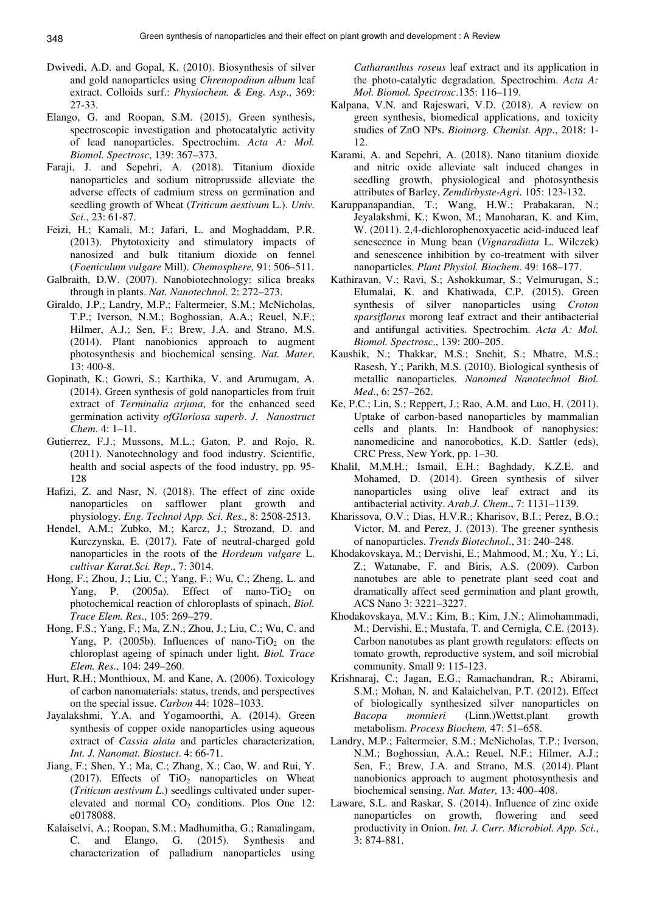Dwivedi, A.D. and Gopal, K. (2010). Biosynthesis of silver and gold nanoparticles using *Chrenopodium album* leaf extract. Colloids surf.: *Physiochem. & Eng. Asp*., 369: 27-33.

Elango, G. and Roopan, S.M. (2015). Green synthesis, spectroscopic investigation and photocatalytic activity of lead nanoparticles. Spectrochim. *Acta A: Mol. Biomol. Spectrosc*, 139: 367–373.

Faraji, J. and Sepehri, A. (2018). Titanium dioxide nanoparticles and sodium nitroprusside alleviate the adverse effects of cadmium stress on germination and seedling growth of Wheat (*Triticum aestivum* L.). *Univ. Sci*., 23: 61-87.

Feizi, H.; Kamali, M.; Jafari, L. and Moghaddam, P.R. (2013). Phytotoxicity and stimulatory impacts of nanosized and bulk titanium dioxide on fennel (*Foeniculum vulgare* Mill). *Chemosphere,* 91: 506–511.

Galbraith, D.W. (2007). Nanobiotechnology: silica breaks through in plants. *Nat. Nanotechnol.* 2: 272–273.

Giraldo, J.P.; Landry, M.P.; Faltermeier, S.M.; McNicholas, T.P.; Iverson, N.M.; Boghossian, A.A.; Reuel, N.F.; Hilmer, A.J.; Sen, F.; Brew, J.A. and Strano, M.S. (2014). Plant nanobionics approach to augment photosynthesis and biochemical sensing. *Nat. Mater*. 13: 400-8.

Gopinath, K.; Gowri, S.; Karthika, V. and Arumugam, A. (2014). Green synthesis of gold nanoparticles from fruit extract of *Terminalia arjuna*, for the enhanced seed germination activity *ofGloriosa superb*. *J. Nanostruct Chem*. 4: 1–11.

Gutierrez, F.J.; Mussons, M.L.; Gaton, P. and Rojo, R. (2011). Nanotechnology and food industry. Scientific, health and social aspects of the food industry, pp. 95-128

Hafizi, Z. and Nasr, N. (2018). The effect of zinc oxide nanoparticles on safflower plant growth and physiology. *Eng. Technol App. Sci. Res*., 8: 2508-2513.

Hendel, A.M.; Zubko, M.; Karcz, J.; Strozand, D. and Kurczynska, E. (2017). Fate of neutral-charged gold nanoparticles in the roots of the *Hordeum vulgare* L. *cultivar Karat.Sci. Rep*., 7: 3014.

Hong, F.; Zhou, J.; Liu, C.; Yang, F.; Wu, C.; Zheng, L. and Yang, P. (2005a). Effect of nano-$TiO_2$ on photochemical reaction of chloroplasts of spinach, *Biol. Trace Elem. Res*., 105: 269–279.

Hong, F.S.; Yang, F.; Ma, Z.N.; Zhou, J.; Liu, C.; Wu, C. and Yang, P. (2005b). Influences of nano-$TiO_2$ on the chloroplast ageing of spinach under light. *Biol. Trace Elem. Res*., 104: 249–260.

Hurt, R.H.; Monthioux, M. and Kane, A. (2006). Toxicology of carbon nanomaterials: status, trends, and perspectives on the special issue. *Carbon* 44: 1028–1033.

Jayalakshmi, Y.A. and Yogamoorthi, A. (2014). Green synthesis of copper oxide nanoparticles using aqueous extract of *Cassia alata* and particles characterization, *Int. J. Nanomat. Biostuct*. 4: 66-71.

Jiang, F.; Shen, Y.; Ma, C.; Zhang, X.; Cao, W. and Rui, Y. (2017). Effects of $TiO_2$ nanoparticles on Wheat (*Triticum aestivum L*.) seedlings cultivated under super-elevated and normal $CO_2$ conditions. Plos One 12: e0178088.

Kalaiselvi, A.; Roopan, S.M.; Madhumitha, G.; Ramalingam, C. and Elango, G. (2015). Synthesis and characterization of palladium nanoparticles using *Catharanthus roseus* leaf extract and its application in the photo-catalytic degradation*.* Spectrochim. *Acta A: Mol. Biomol. Spectrosc*.135: 116–119.

Kalpana, V.N. and Rajeswari, V.D. (2018). A review on green synthesis, biomedical applications, and toxicity studies of ZnO NPs. *Bioinorg. Chemist. App*., 2018: 1-12.

Karami, A. and Sepehri, A. (2018). Nano titanium dioxide and nitric oxide alleviate salt induced changes in seedling growth, physiological and photosynthesis attributes of Barley, *Zemdirbyste-Agri*. 105: 123-132.

Karuppanapandian, T.; Wang, H.W.; Prabakaran, N.; Jeyalakshmi, K.; Kwon, M.; Manoharan, K. and Kim, W. (2011). 2,4-dichlorophenoxyacetic acid-induced leaf senescence in Mung bean (*Vignaradiata* L. Wilczek) and senescence inhibition by co-treatment with silver nanoparticles. *Plant Physiol. Biochem*. 49: 168–177.

Kathiravan, V.; Ravi, S.; Ashokkumar, S.; Velmurugan, S.; Elumalai, K. and Khatiwada, C.P. (2015). Green synthesis of silver nanoparticles using *Croton sparsiflorus* morong leaf extract and their antibacterial and antifungal activities. Spectrochim. *Acta A: Mol. Biomol. Spectrosc*., 139: 200–205.

Kaushik, N.; Thakkar, M.S.; Snehit, S.; Mhatre, M.S.; Rasesh, Y.; Parikh, M.S. (2010). Biological synthesis of metallic nanoparticles. *Nanomed Nanotechnol Biol. Med*., 6: 257–262.

Ke, P.C.; Lin, S.; Reppert, J.; Rao, A.M. and Luo, H. (2011). Uptake of carbon-based nanoparticles by mammalian cells and plants. In: Handbook of nanophysics: nanomedicine and nanorobotics, K.D. Sattler (eds), CRC Press, New York, pp. 1–30.

Khalil, M.M.H.; Ismail, E.H.; Baghdady, K.Z.E. and Mohamed, D. (2014). Green synthesis of silver nanoparticles using olive leaf extract and its antibacterial activity. *Arab.J. Chem*., 7: 1131–1139.

Kharissova, O.V.; Dias, H.V.R.; Kharisov, B.I.; Perez, B.O.; Victor, M. and Perez, J. (2013). The greener synthesis of nanoparticles. *Trends Biotechnol*., 31: 240–248.

Khodakovskaya, M.; Dervishi, E.; Mahmood, M.; Xu, Y.; Li, Z.; Watanabe, F. and Biris, A.S. (2009). Carbon nanotubes are able to penetrate plant seed coat and dramatically affect seed germination and plant growth, ACS Nano 3: 3221–3227.

Khodakovskaya, M.V.; Kim, B.; Kim, J.N.; Alimohammadi, M.; Dervishi, E.; Mustafa, T. and Cernigla, C.E. (2013). Carbon nanotubes as plant growth regulators: effects on tomato growth, reproductive system, and soil microbial community. Small 9: 115-123.

Krishnaraj, C.; Jagan, E.G.; Ramachandran, R.; Abirami, S.M.; Mohan, N. and Kalaichelvan, P.T. (2012). Effect of biologically synthesized silver nanoparticles on *Bacopa monnieri* (Linn.)Wettst.plant growth metabolism. *Process Biochem,* 47: 51–658.

Landry, M.P.; Faltermeier, S.M.; McNicholas, T.P.; Iverson, N.M.; Boghossian, A.A.; Reuel, N.F.; Hilmer, A.J.; Sen, F.; Brew, J.A. and Strano, M.S. (2014). Plant nanobionics approach to augment photosynthesis and biochemical sensing. *Nat. Mater,* 13: 400–408.

Laware, S.L. and Raskar, S. (2014). Influence of zinc oxide nanoparticles on growth, flowering and seed productivity in Onion. *Int. J. Curr. Microbiol. App. Sci*., 3: 874-881.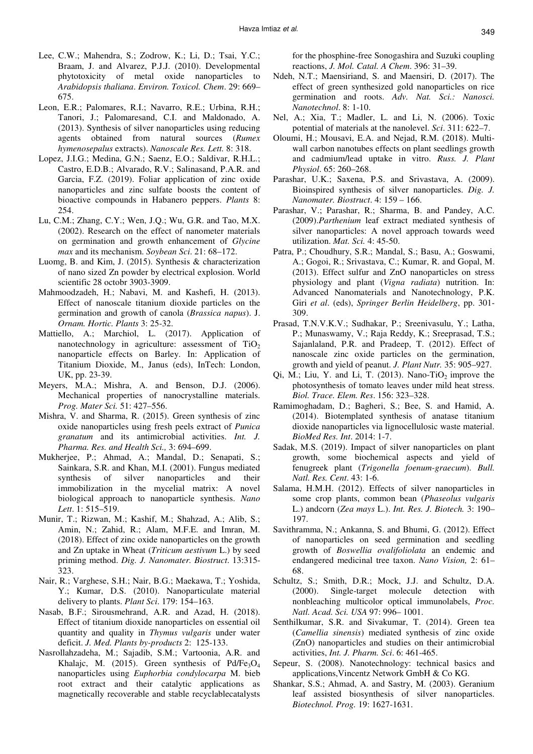Lee, C.W.; Mahendra, S.; Zodrow, K.; Li, D.; Tsai, Y.C.; Braam, J. and Alvarez, P.J.J. (2010). Developmental phytotoxicity of metal oxide nanoparticles to *Arabidopsis thaliana*. *Environ. Toxicol. Chem*. 29: 669–675.

Leon, E.R.; Palomares, R.I.; Navarro, R.E.; Urbina, R.H.; Tanori, J.; Palomaresand, C.I. and Maldonado, A. (2013). Synthesis of silver nanoparticles using reducing agents obtained from natural sources (*Rumex hymenosepalus* extracts). *Nanoscale Res. Lett.* 8: 318.

Lopez, J.I.G.; Medina, G.N.; Saenz, E.O.; Saldivar, R.H.L.; Castro, E.D.B.; Alvarado, R.V.; Salinasand, P.A.R. and Garcia, F.Z. (2019). Foliar application of zinc oxide nanoparticles and zinc sulfate boosts the content of bioactive compounds in Habanero peppers. *Plants* 8: 254.

Lu, C.M.; Zhang, C.Y.; Wen, J.Q.; Wu, G.R. and Tao, M.X. (2002). Research on the effect of nanometer materials on germination and growth enhancement of *Glycine max* and its mechanism. *Soybean Sci*. 21: 68–172.

Luomg, B. and Kim, J. (2015). Synthesis & characterization of nano sized Zn powder by electrical explosion. World scientific 28 octobr 3903-3909.

Mahmoodzadeh, H.; Nabavi, M. and Kashefi, H. (2013). Effect of nanoscale titanium dioxide particles on the germination and growth of canola (*Brassica napus*). J. *Ornam. Hortic. Plants* 3: 25-32.

Mattiello, A.; Marchiol, L. (2017). Application of nanotechnology in agriculture: assessment of $TiO_2$ nanoparticle effects on Barley. In: Application of Titanium Dioxide, M., Janus (eds), InTech: London, UK, pp. 23-39.

Meyers, M.A.; Mishra, A. and Benson, D.J. (2006). Mechanical properties of nanocrystalline materials. *Prog. Mater Sci.* 51: 427–556.

Mishra, V. and Sharma, R. (2015). Green synthesis of zinc oxide nanoparticles using fresh peels extract of *Punica granatum* and its antimicrobial activities. *Int. J. Pharma. Res. and Health Sci.,* 3: 694–699.

Mukherjee, P.; Ahmad, A.; Mandal, D.; Senapati, S.; Sainkara, S.R. and Khan, M.I. (2001). Fungus mediated synthesis of silver nanoparticles and their immobilization in the mycelial matrix: A novel biological approach to nanoparticle synthesis. *Nano Lett*. 1: 515–519.

Munir, T.; Rizwan, M.; Kashif, M.; Shahzad, A.; Alib, S.; Amin, N.; Zahid, R.; Alam, M.F.E. and Imran, M. (2018). Effect of zinc oxide nanoparticles on the growth and Zn uptake in Wheat (*Triticum aestivum* L.) by seed priming method. *Dig. J. Nanomater. Biostruct*. 13:315-323.

Nair, R.; Varghese, S.H.; Nair, B.G.; Maekawa, T.; Yoshida, Y.; Kumar, D.S. (2010). Nanoparticulate material delivery to plants. *Plant Sci*. 179: 154–163.

Nasab, B.F.; Sirousmehrand, A.R. and Azad, H. (2018). Effect of titanium dioxide nanoparticles on essential oil quantity and quality in *Thymus vulgaris* under water deficit. *J. Med. Plants by-products* 2: 125-133.

Nasrollahzadeha, M.; Sajadib, S.M.; Vartoonia, A.R. and Khalajc, M. (2015). Green synthesis of $Pd/Fe_3O_4$ nanoparticles using *Euphorbia condylocarpa* M. bieb root extract and their catalytic applications as magnetically recoverable and stable recyclablecatalysts for the phosphine-free Sonogashira and Suzuki coupling reactions, *J. Mol. Catal. A Chem*. 396: 31–39.

Ndeh, N.T.; Maensiriand, S. and Maensiri, D. (2017). The effect of green synthesized gold nanoparticles on rice germination and roots. *Adv. Nat. Sci.: Nanosci. Nanotechnol*. 8: 1-10.

Nel, A.; Xia, T.; Madler, L. and Li, N. (2006). Toxic potential of materials at the nanolevel. *Sci*. 311: 622–7.

Oloumi, H.; Mousavi, E.A. and Nejad, R.M. (2018). Multi-wall carbon nanotubes effects on plant seedlings growth and cadmium/lead uptake in vitro. *Russ. J. Plant Physiol*. 65: 260–268.

Parashar, U.K.; Saxena, P.S. and Srivastava, A. (2009). Bioinspired synthesis of silver nanoparticles. *Dig. J. Nanomater. Biostruct*. 4: 159 – 166.

Parashar, V.; Parashar, R.; Sharma, B. and Pandey, A.C. (2009).*Parthenium* leaf extract mediated synthesis of silver nanoparticles: A novel approach towards weed utilization. *Mat. Sci.* 4: 45-50.

Patra, P.; Choudhury, S.R.; Mandal, S.; Basu, A.; Goswami, A.; Gogoi, R.; Srivastava, C.; Kumar, R. and Gopal, M. (2013). Effect sulfur and ZnO nanoparticles on stress physiology and plant (*Vigna radiata*) nutrition. In: Advanced Nanomaterials and Nanotechnology, P.K. Giri *et al*. (eds), *Springer Berlin Heidelberg*, pp. 301-309.

Prasad, T.N.V.K.V.; Sudhakar, P.; Sreenivasulu, Y.; Latha, P.; Munaswamy, V.; Raja Reddy, K.; Sreeprasad, T.S.; Sajanlaland, P.R. and Pradeep, T. (2012). Effect of nanoscale zinc oxide particles on the germination, growth and yield of peanut. *J. Plant Nutr.* 35: 905–927.

Qi, M.; Liu, Y. and Li, T. (2013). Nano-$TiO_2$ improve the photosynthesis of tomato leaves under mild heat stress. *Biol. Trace. Elem. Res*. 156: 323–328.

Ramimoghadam, D.; Bagheri, S.; Bee, S. and Hamid, A. (2014). Biotemplated synthesis of anatase titanium dioxide nanoparticles via lignocellulosic waste material. *BioMed Res. Int*. 2014: 1-7.

Sadak, M.S. (2019). Impact of silver nanoparticles on plant growth, some biochemical aspects and yield of fenugreek plant (*Trigonella foenum-graecum*). *Bull. Natl. Res. Cent*. 43: 1-6.

Salama, H.M.H. (2012). Effects of silver nanoparticles in some crop plants, common bean (*Phaseolus vulgaris* L.) andcorn (*Zea mays* L.). *Int. Res. J. Biotech.* 3: 190–197.

Savithramma, N.; Ankanna, S. and Bhumi, G. (2012). Effect of nanoparticles on seed germination and seedling growth of *Boswellia ovalifoliolata* an endemic and endangered medicinal tree taxon. *Nano Vision,* 2: 61–68.

Schultz, S.; Smith, D.R.; Mock, J.J. and Schultz, D.A. (2000). Single-target molecule detection with nonbleaching multicolor optical immunolabels, *Proc. Natl. Acad. Sci. USA* 97: 996– 1001.

Senthilkumar, S.R. and Sivakumar, T. (2014). Green tea (*Camellia sinensis*) mediated synthesis of zinc oxide (ZnO) nanoparticles and studies on their antimicrobial activities, *Int. J. Pharm. Sci*. 6: 461-465.

Sepeur, S. (2008). Nanotechnology: technical basics and applications,Vincentz Network GmbH & Co KG.

Shankar, S.S.; Ahmad, A. and Sastry, M. (2003). Geranium leaf assisted biosynthesis of silver nanoparticles. *Biotechnol. Prog.* 19: 1627-1631.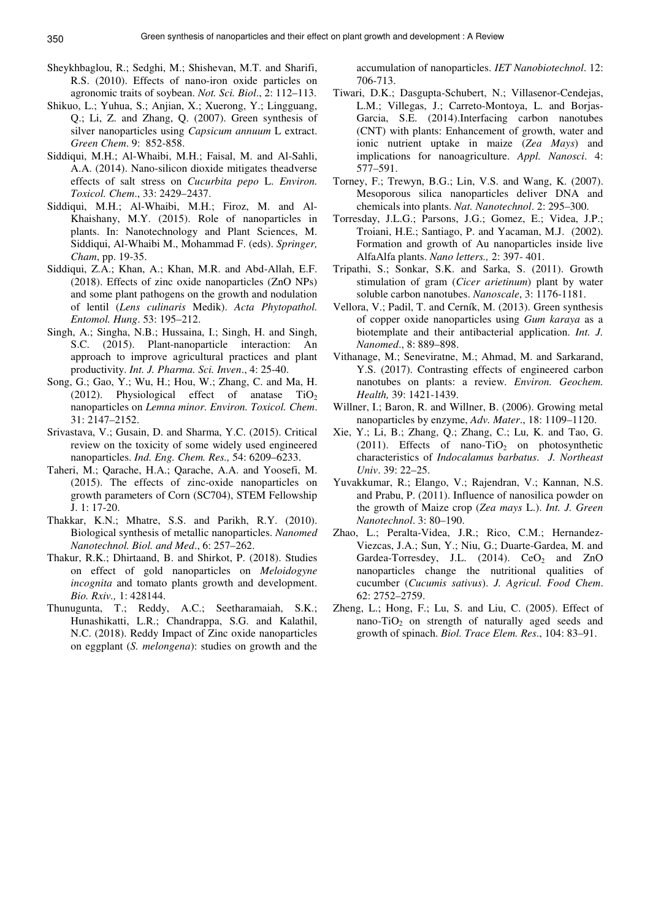Sheykhbaglou, R.; Sedghi, M.; Shishevan, M.T. and Sharifi, R.S. (2010). Effects of nano-iron oxide particles on agronomic traits of soybean. *Not. Sci. Biol*., 2: 112–113.

Shikuo, L.; Yuhua, S.; Anjian, X.; Xuerong, Y.; Lingguang, Q.; Li, Z. and Zhang, Q. (2007). Green synthesis of silver nanoparticles using *Capsicum annuum* L extract. *Green Chem*. 9: 852-858.

Siddiqui, M.H.; Al-Whaibi, M.H.; Faisal, M. and Al-Sahli, A.A. (2014). Nano-silicon dioxide mitigates theadverse effects of salt stress on *Cucurbita pepo* L. *Environ. Toxicol. Chem*., 33: 2429–2437.

Siddiqui, M.H.; Al-Whaibi, M.H.; Firoz, M. and Al-Khaishany, M.Y. (2015). Role of nanoparticles in plants. In: Nanotechnology and Plant Sciences, M. Siddiqui, Al-Whaibi M., Mohammad F. (eds). *Springer, Cham*, pp. 19-35.

Siddiqui, Z.A.; Khan, A.; Khan, M.R. and Abd-Allah, E.F. (2018). Effects of zinc oxide nanoparticles (ZnO NPs) and some plant pathogens on the growth and nodulation of lentil (*Lens culinaris* Medik). *Acta Phytopathol. Entomol. Hung*. 53: 195–212.

Singh, A.; Singha, N.B.; Hussaina, I.; Singh, H. and Singh, S.C. (2015). Plant-nanoparticle interaction: An approach to improve agricultural practices and plant productivity. *Int. J. Pharma. Sci. Inven*., 4: 25-40.

Song, G.; Gao, Y.; Wu, H.; Hou, W.; Zhang, C. and Ma, H. (2012). Physiological effect of anatase $TiO_2$ nanoparticles on *Lemna minor*. *Environ. Toxicol. Chem*. 31: 2147–2152.

Srivastava, V.; Gusain, D. and Sharma, Y.C. (2015). Critical review on the toxicity of some widely used engineered nanoparticles. *Ind. Eng. Chem. Res.,* 54: 6209–6233.

Taheri, M.; Qarache, H.A.; Qarache, A.A. and Yoosefi, M. (2015). The effects of zinc-oxide nanoparticles on growth parameters of Corn (SC704), STEM Fellowship J. 1: 17-20.

Thakkar, K.N.; Mhatre, S.S. and Parikh, R.Y. (2010). Biological synthesis of metallic nanoparticles. *Nanomed Nanotechnol. Biol. and Med*., 6: 257–262.

Thakur, R.K.; Dhirtaand, B. and Shirkot, P. (2018). Studies on effect of gold nanoparticles on *Meloidogyne incognita* and tomato plants growth and development. *Bio. Rxiv.,* 1: 428144.

Thunugunta, T.; Reddy, A.C.; Seetharamaiah, S.K.; Hunashikatti, L.R.; Chandrappa, S.G. and Kalathil, N.C. (2018). Reddy Impact of Zinc oxide nanoparticles on eggplant (*S. melongena*): studies on growth and the accumulation of nanoparticles. *IET Nanobiotechnol*. 12: 706-713.

Tiwari, D.K.; Dasgupta-Schubert, N.; Villasenor-Cendejas, L.M.; Villegas, J.; Carreto-Montoya, L. and Borjas-Garcia, S.E. (2014).Interfacing carbon nanotubes (CNT) with plants: Enhancement of growth, water and ionic nutrient uptake in maize (*Zea Mays*) and implications for nanoagriculture. *Appl. Nanosci*. 4: 577–591.

Torney, F.; Trewyn, B.G.; Lin, V.S. and Wang, K. (2007). Mesoporous silica nanoparticles deliver DNA and chemicals into plants. *Nat. Nanotechnol*. 2: 295–300.

Torresday, J.L.G.; Parsons, J.G.; Gomez, E.; Videa, J.P.; Troiani, H.E.; Santiago, P. and Yacaman, M.J. (2002). Formation and growth of Au nanoparticles inside live AlfaAlfa plants. *Nano letters.,* 2: 397- 401.

Tripathi, S.; Sonkar, S.K. and Sarka, S. (2011). Growth stimulation of gram (*Cicer arietinum*) plant by water soluble carbon nanotubes. *Nanoscale*, 3: 1176-1181.

Vellora, V.; Padil, T. and Cerník, M. (2013). Green synthesis of copper oxide nanoparticles using *Gum karaya* as a biotemplate and their antibacterial application. *Int. J. Nanomed*., 8: 889–898.

Vithanage, M.; Seneviratne, M.; Ahmad, M. and Sarkarand, Y.S. (2017). Contrasting effects of engineered carbon nanotubes on plants: a review. *Environ. Geochem. Health,* 39: 1421-1439.

Willner, I.; Baron, R. and Willner, B. (2006). Growing metal nanoparticles by enzyme, *Adv. Mater*., 18: 1109–1120.

Xie, Y.; Li, B.; Zhang, Q.; Zhang, C.; Lu, K. and Tao, G. (2011). Effects of nano-$TiO_2$ on photosynthetic characteristics of *Indocalamus barbatus*. *J. Northeast Univ*. 39: 22–25.

Yuvakkumar, R.; Elango, V.; Rajendran, V.; Kannan, N.S. and Prabu, P. (2011). Influence of nanosilica powder on the growth of Maize crop (*Zea mays* L.). *Int. J. Green Nanotechnol*. 3: 80–190.

Zhao, L.; Peralta-Videa, J.R.; Rico, C.M.; Hernandez-Viezcas, J.A.; Sun, Y.; Niu, G.; Duarte-Gardea, M. and Gardea-Torresdey, J.L. (2014). $CeO_2$ and ZnO nanoparticles change the nutritional qualities of cucumber (*Cucumis sativus*). *J. Agricul. Food Chem*. 62: 2752–2759.

Zheng, L.; Hong, F.; Lu, S. and Liu, C. (2005). Effect of nano-$TiO_2$ on strength of naturally aged seeds and growth of spinach. *Biol. Trace Elem. Res*., 104: 83–91.